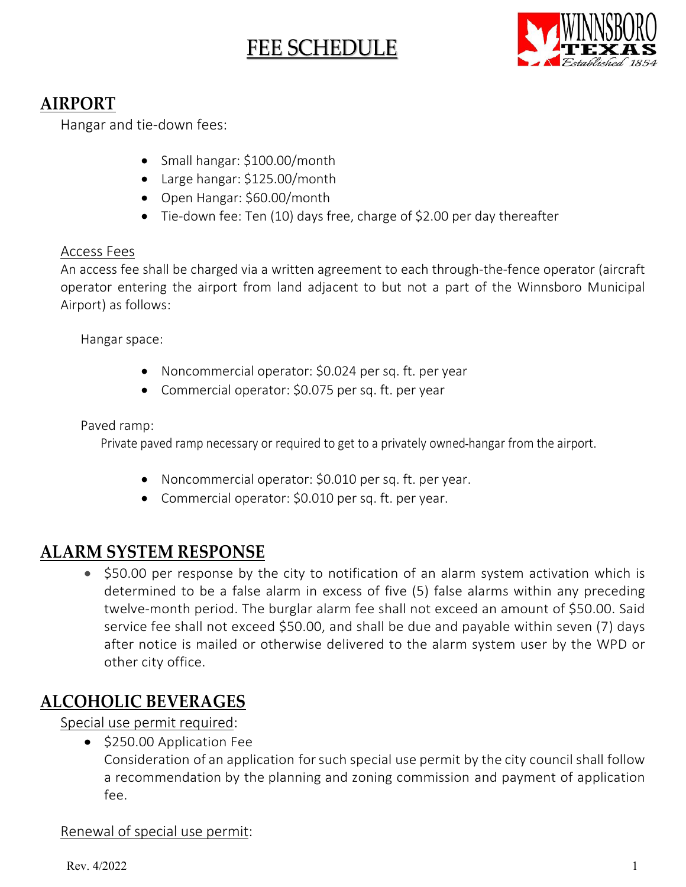# FEE SCHEDULE

## AIRPORT

Hangar and tie-down fees:

- Small hangar: $100.00/month
- Large hangar: $125.00/month
- Open Hangar: $60.00/month
- Tie-down fee: Ten (10) days free, charge of $2.00 per day thereafter

Access Fees

An access fee shall be charged via a written agreement to each through-the-fence operator (aircraft operator entering the airport from land adjacent to but not a part of the Winnsboro Municipal Airport) as follows:

Hangar space:

- Noncommercial operator: $0.024 per sq. ft. per year
- Commercial operator: $0.075 per sq. ft. per year

Paved ramp:

Private paved ramp necessary or required to get to a privately owned-hangar from the airport.

- Noncommercial operator: $0.010 per sq. ft. per year.
- Commercial operator: $0.010 per sq. ft. per year.

## ALARM SYSTEM RESPONSE

- $50.00 per response by the city to notification of an alarm system activation which is determined to be a false alarm in excess of five (5) false alarms within any preceding twelve-month period. The burglar alarm fee shall not exceed an amount of $50.00. Said service fee shall not exceed $50.00, and shall be due and payable within seven (7) days after notice is mailed or otherwise delivered to the alarm system user by the WPD or other city office.

## ALCOHOLIC BEVERAGES

Special use permit required:

- $250.00 Application Fee
  Consideration of an application for such special use permit by the city council shall follow a recommendation by the planning and zoning commission and payment of application fee.

Renewal of special use permit: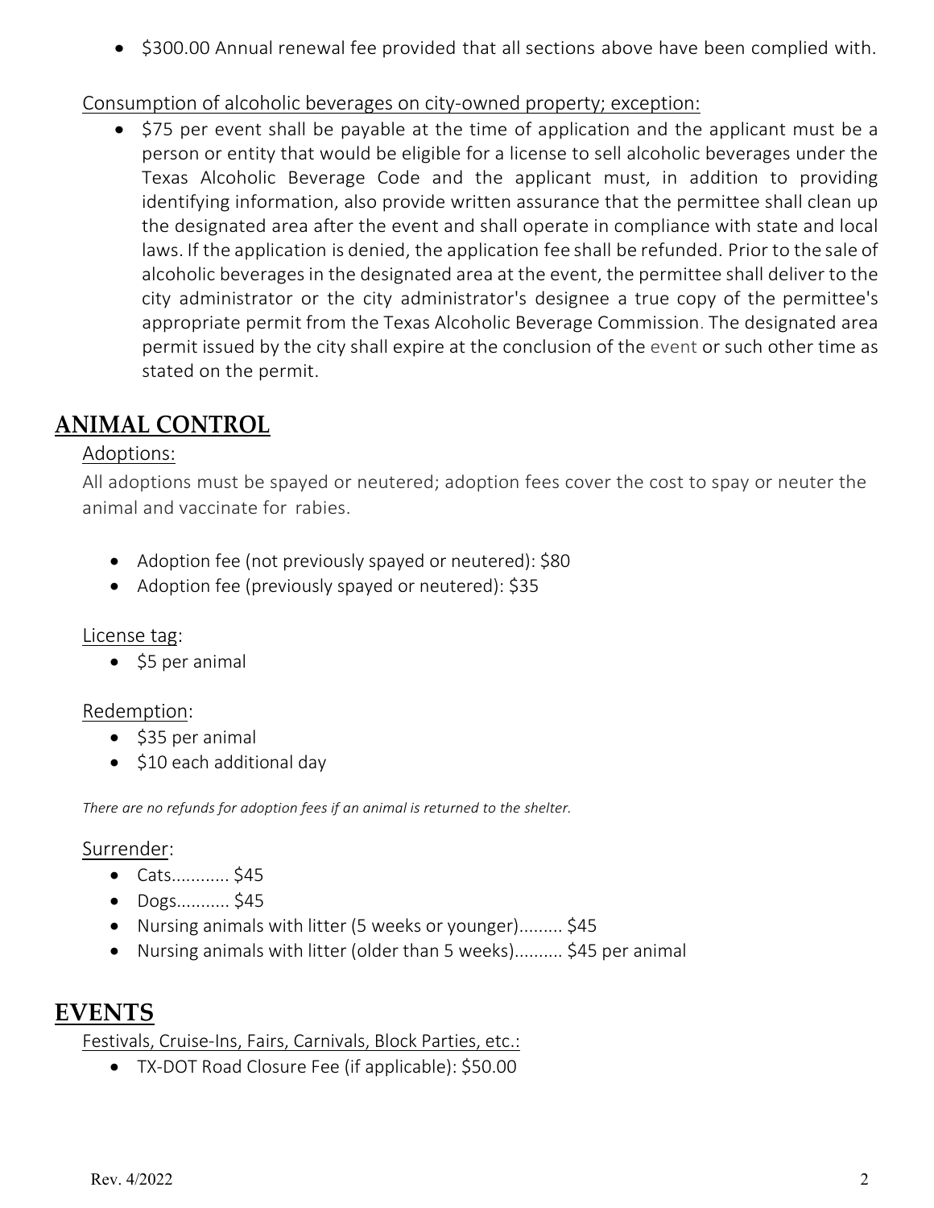- $300.00 Annual renewal fee provided that all sections above have been complied with.

Consumption of alcoholic beverages on city-owned property; exception:

- $75 per event shall be payable at the time of application and the applicant must be a person or entity that would be eligible for a license to sell alcoholic beverages under the Texas Alcoholic Beverage Code and the applicant must, in addition to providing identifying information, also provide written assurance that the permittee shall clean up the designated area after the event and shall operate in compliance with state and local laws. If the application is denied, the application fee shall be refunded. Prior to the sale of alcoholic beverages in the designated area at the event, the permittee shall deliver to the city administrator or the city administrator's designee a true copy of the permittee's appropriate permit from the Texas Alcoholic Beverage Commission. The designated area permit issued by the city shall expire at the conclusion of the event or such other time as stated on the permit.

## ANIMAL CONTROL

Adoptions:

All adoptions must be spayed or neutered; adoption fees cover the cost to spay or neuter the animal and vaccinate for rabies.

- Adoption fee (not previously spayed or neutered): $80
- Adoption fee (previously spayed or neutered): $35

License tag:

- $5 per animal

Redemption:

- $35 per animal
- $10 each additional day

*There are no refunds for adoption fees if an animal is returned to the shelter.*

Surrender:

- Cats............ $45
- Dogs........... $45
- Nursing animals with litter (5 weeks or younger)......... $45
- Nursing animals with litter (older than 5 weeks).......... $45 per animal

## EVENTS

Festivals, Cruise-Ins, Fairs, Carnivals, Block Parties, etc.:

- TX-DOT Road Closure Fee (if applicable): $50.00

Rev. 4/2022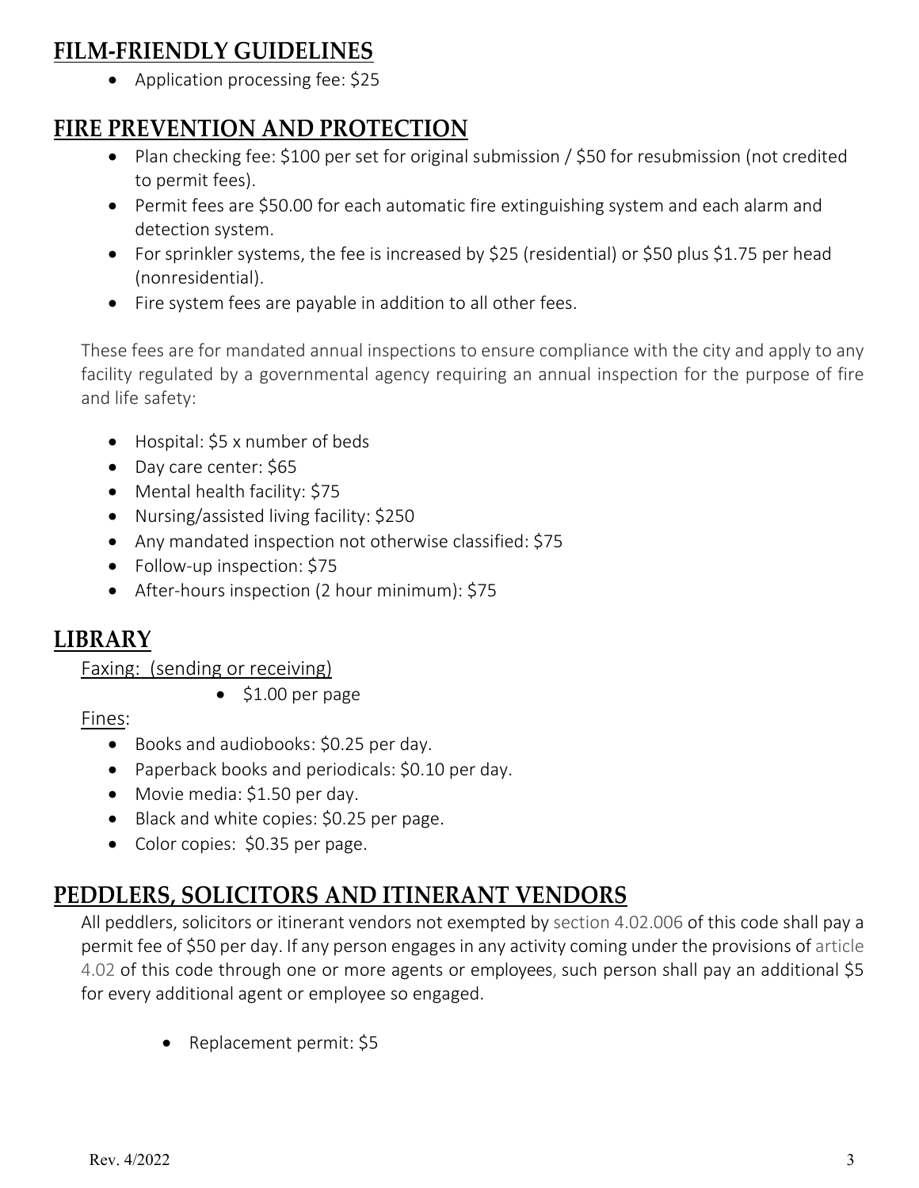## FILM-FRIENDLY GUIDELINES

- Application processing fee: $25

## FIRE PREVENTION AND PROTECTION

- Plan checking fee: $100 per set for original submission / $50 for resubmission (not credited to permit fees).
- Permit fees are $50.00 for each automatic fire extinguishing system and each alarm and detection system.
- For sprinkler systems, the fee is increased by $25 (residential) or $50 plus $1.75 per head (nonresidential).
- Fire system fees are payable in addition to all other fees.

These fees are for mandated annual inspections to ensure compliance with the city and apply to any facility regulated by a governmental agency requiring an annual inspection for the purpose of fire and life safety:

- Hospital: $5 x number of beds
- Day care center: $65
- Mental health facility: $75
- Nursing/assisted living facility: $250
- Any mandated inspection not otherwise classified: $75
- Follow-up inspection: $75
- After-hours inspection (2 hour minimum): $75

## LIBRARY

Faxing: (sending or receiving)

- $1.00 per page

Fines:

- Books and audiobooks: $0.25 per day.
- Paperback books and periodicals: $0.10 per day.
- Movie media: $1.50 per day.
- Black and white copies: $0.25 per page.
- Color copies: $0.35 per page.

## PEDDLERS, SOLICITORS AND ITINERANT VENDORS

All peddlers, solicitors or itinerant vendors not exempted by section 4.02.006 of this code shall pay a permit fee of $50 per day. If any person engages in any activity coming under the provisions of article 4.02 of this code through one or more agents or employees, such person shall pay an additional $5 for every additional agent or employee so engaged.

- Replacement permit: $5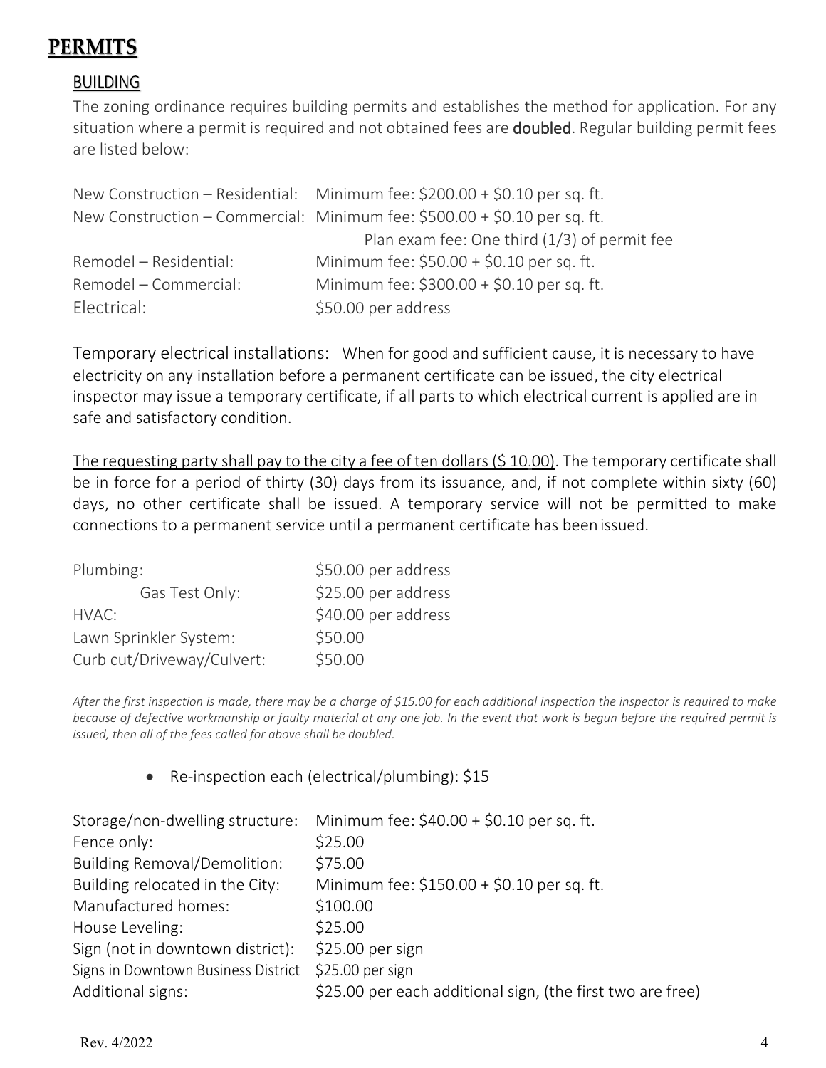# PERMITS

## BUILDING

The zoning ordinance requires building permits and establishes the method for application. For any situation where a permit is required and not obtained fees are **doubled**. Regular building permit fees are listed below:

| | |
|---|---|
| New Construction – Residential: | Minimum fee: $200.00 + $0.10 per sq. ft. |
| New Construction – Commercial: | Minimum fee: $500.00 + $0.10 per sq. ft. |
| | Plan exam fee: One third (1/3) of permit fee |
| Remodel – Residential: | Minimum fee: $50.00 + $0.10 per sq. ft. |
| Remodel – Commercial: | Minimum fee: $300.00 + $0.10 per sq. ft. |
| Electrical: | $50.00 per address |

Temporary electrical installations: When for good and sufficient cause, it is necessary to have electricity on any installation before a permanent certificate can be issued, the city electrical inspector may issue a temporary certificate, if all parts to which electrical current is applied are in safe and satisfactory condition.

The requesting party shall pay to the city a fee of ten dollars ($ 10.00). The temporary certificate shall be in force for a period of thirty (30) days from its issuance, and, if not complete within sixty (60) days, no other certificate shall be issued. A temporary service will not be permitted to make connections to a permanent service until a permanent certificate has been issued.

| | |
|---|---|
| Plumbing: | $50.00 per address |
| Gas Test Only: | $25.00 per address |
| HVAC: | $40.00 per address |
| Lawn Sprinkler System: | $50.00 |
| Curb cut/Driveway/Culvert: | $50.00 |

*After the first inspection is made, there may be a charge of $15.00 for each additional inspection the inspector is required to make because of defective workmanship or faulty material at any one job. In the event that work is begun before the required permit is issued, then all of the fees called for above shall be doubled.*

- Re-inspection each (electrical/plumbing): $15

| | |
|---|---|
| Storage/non-dwelling structure: | Minimum fee: $40.00 + $0.10 per sq. ft. |
| Fence only: | $25.00 |
| Building Removal/Demolition: | $75.00 |
| Building relocated in the City: | Minimum fee: $150.00 + $0.10 per sq. ft. |
| Manufactured homes: | $100.00 |
| House Leveling: | $25.00 |
| Sign (not in downtown district): | $25.00 per sign |
| Signs in Downtown Business District | $25.00 per sign |
| Additional signs: | $25.00 per each additional sign, (the first two are free) |

Rev. 4/2022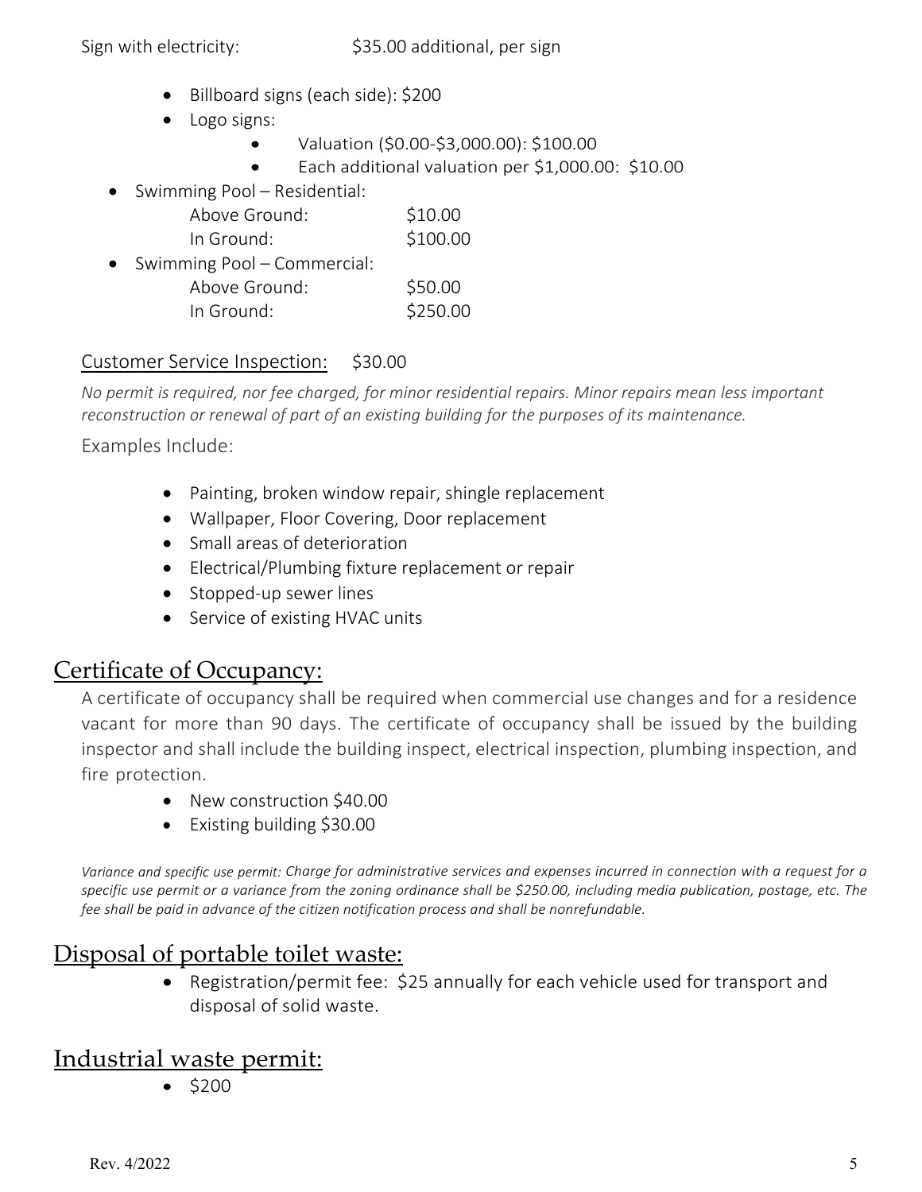Sign with electricity: $35.00 additional, per sign

- Billboard signs (each side): $200
- Logo signs:
  - Valuation ($0.00-$3,000.00): $100.00
  - Each additional valuation per $1,000.00: $10.00
- Swimming Pool – Residential:
  - Above Ground: $10.00
  - In Ground: $100.00
- Swimming Pool – Commercial:
  - Above Ground: $50.00
  - In Ground: $250.00

Customer Service Inspection: $30.00

*No permit is required, nor fee charged, for minor residential repairs. Minor repairs mean less important reconstruction or renewal of part of an existing building for the purposes of its maintenance.*

Examples Include:

- Painting, broken window repair, shingle replacement
- Wallpaper, Floor Covering, Door replacement
- Small areas of deterioration
- Electrical/Plumbing fixture replacement or repair
- Stopped-up sewer lines
- Service of existing HVAC units

## Certificate of Occupancy:

A certificate of occupancy shall be required when commercial use changes and for a residence vacant for more than 90 days. The certificate of occupancy shall be issued by the building inspector and shall include the building inspect, electrical inspection, plumbing inspection, and fire protection.

- New construction $40.00
- Existing building $30.00

*Variance and specific use permit: Charge for administrative services and expenses incurred in connection with a request for a specific use permit or a variance from the zoning ordinance shall be $250.00, including media publication, postage, etc. The fee shall be paid in advance of the citizen notification process and shall be nonrefundable.*

## Disposal of portable toilet waste:

- Registration/permit fee: $25 annually for each vehicle used for transport and disposal of solid waste.

## Industrial waste permit:

- $200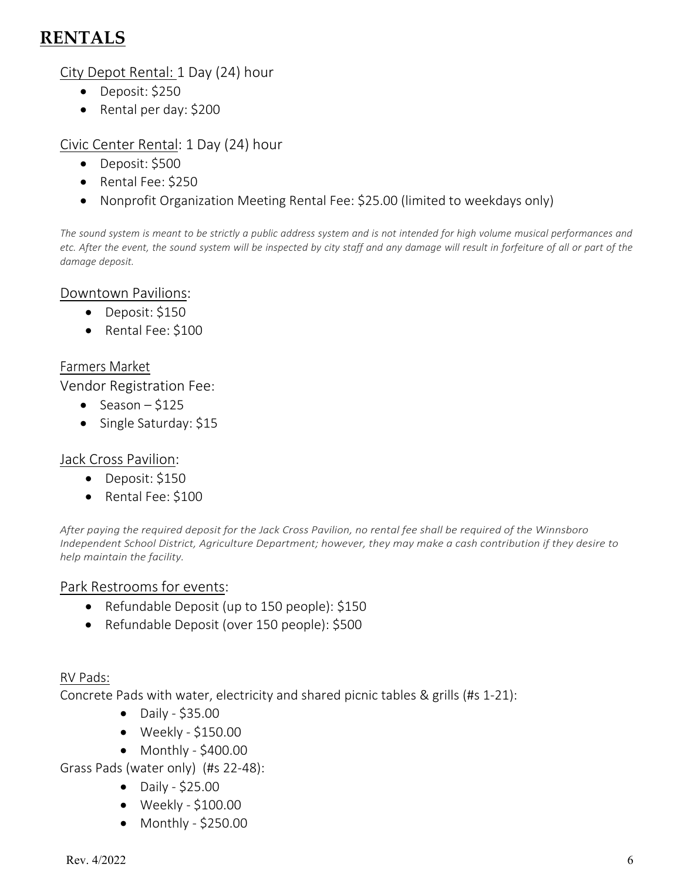# RENTALS

City Depot Rental: 1 Day (24) hour

- Deposit: $250
- Rental per day: $200

Civic Center Rental: 1 Day (24) hour

- Deposit: $500
- Rental Fee: $250
- Nonprofit Organization Meeting Rental Fee: $25.00 (limited to weekdays only)

*The sound system is meant to be strictly a public address system and is not intended for high volume musical performances and etc. After the event, the sound system will be inspected by city staff and any damage will result in forfeiture of all or part of the damage deposit.*

Downtown Pavilions:

- Deposit: $150
- Rental Fee: $100

Farmers Market

Vendor Registration Fee:

- Season – $125
- Single Saturday: $15

Jack Cross Pavilion:

- Deposit: $150
- Rental Fee: $100

*After paying the required deposit for the Jack Cross Pavilion, no rental fee shall be required of the Winnsboro Independent School District, Agriculture Department; however, they may make a cash contribution if they desire to help maintain the facility.*

Park Restrooms for events:

- Refundable Deposit (up to 150 people): $150
- Refundable Deposit (over 150 people): $500

RV Pads:

Concrete Pads with water, electricity and shared picnic tables & grills (#s 1-21):

- Daily - $35.00
- Weekly - $150.00
- Monthly - $400.00

Grass Pads (water only) (#s 22-48):

- Daily - $25.00
- Weekly - $100.00
- Monthly - $250.00

Rev. 4/2022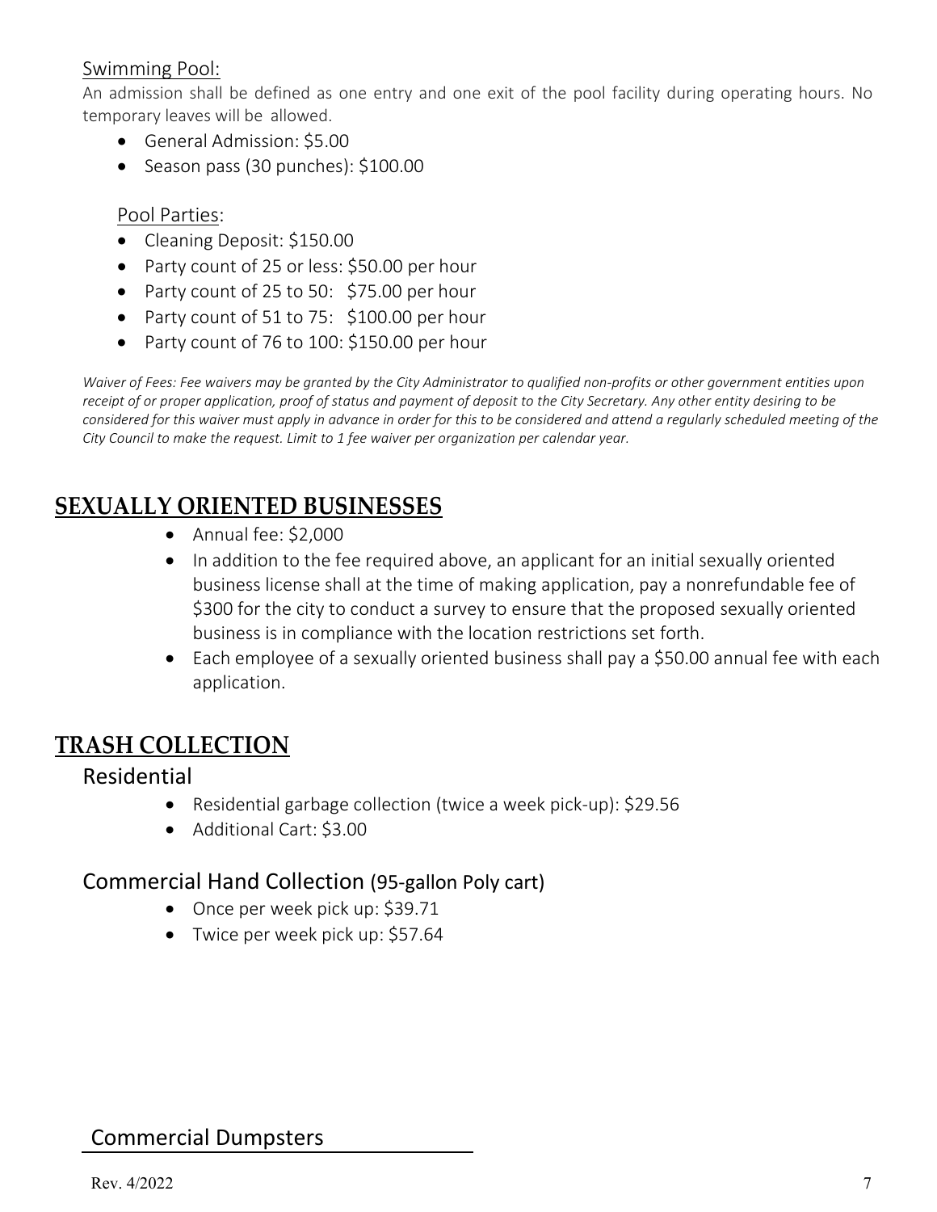### Swimming Pool:

An admission shall be defined as one entry and one exit of the pool facility during operating hours. No temporary leaves will be allowed.

- General Admission: $5.00
- Season pass (30 punches): $100.00

### Pool Parties:

- Cleaning Deposit: $150.00
- Party count of 25 or less: $50.00 per hour
- Party count of 25 to 50: $75.00 per hour
- Party count of 51 to 75: $100.00 per hour
- Party count of 76 to 100: $150.00 per hour

*Waiver of Fees: Fee waivers may be granted by the City Administrator to qualified non-profits or other government entities upon receipt of or proper application, proof of status and payment of deposit to the City Secretary. Any other entity desiring to be considered for this waiver must apply in advance in order for this to be considered and attend a regularly scheduled meeting of the City Council to make the request. Limit to 1 fee waiver per organization per calendar year.*

## SEXUALLY ORIENTED BUSINESSES

- Annual fee: $2,000
- In addition to the fee required above, an applicant for an initial sexually oriented business license shall at the time of making application, pay a nonrefundable fee of $300 for the city to conduct a survey to ensure that the proposed sexually oriented business is in compliance with the location restrictions set forth.
- Each employee of a sexually oriented business shall pay a $50.00 annual fee with each application.

## TRASH COLLECTION

### Residential

- Residential garbage collection (twice a week pick-up): $29.56
- Additional Cart: $3.00

### Commercial Hand Collection (95-gallon Poly cart)

- Once per week pick up: $39.71
- Twice per week pick up: $57.64

### Commercial Dumpsters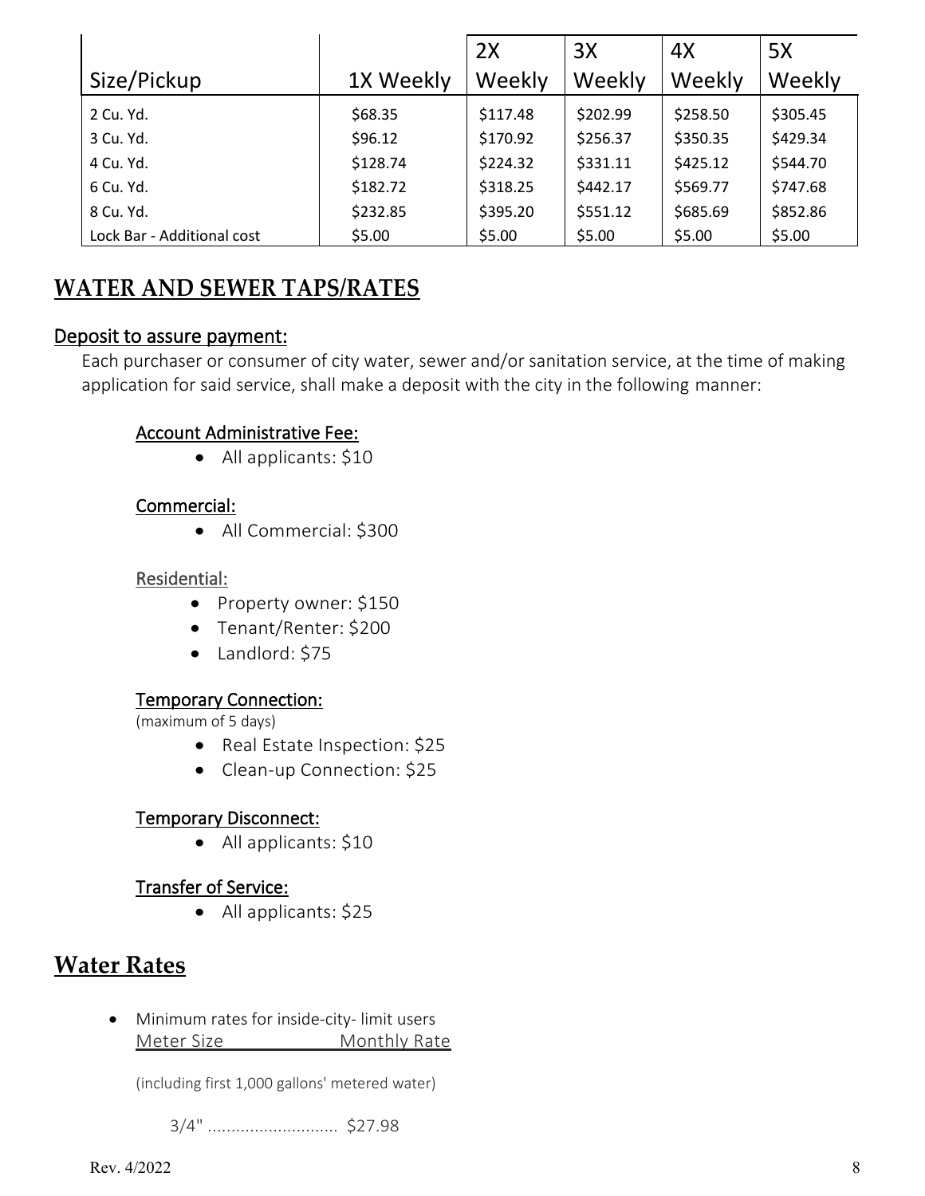| Size/Pickup | 1X Weekly | 2X Weekly | 3X Weekly | 4X Weekly | 5X Weekly |
|---|---|---|---|---|---|
| 2 Cu. Yd. | $68.35 | $117.48 | $202.99 | $258.50 | $305.45 |
| 3 Cu. Yd. | $96.12 | $170.92 | $256.37 | $350.35 | $429.34 |
| 4 Cu. Yd. | $128.74 | $224.32 | $331.11 | $425.12 | $544.70 |
| 6 Cu. Yd. | $182.72 | $318.25 | $442.17 | $569.77 | $747.68 |
| 8 Cu. Yd. | $232.85 | $395.20 | $551.12 | $685.69 | $852.86 |
| Lock Bar - Additional cost | $5.00 | $5.00 | $5.00 | $5.00 | $5.00 |

## WATER AND SEWER TAPS/RATES

### Deposit to assure payment:

Each purchaser or consumer of city water, sewer and/or sanitation service, at the time of making application for said service, shall make a deposit with the city in the following manner:

#### Account Administrative Fee:

- All applicants: $10

#### Commercial:

- All Commercial: $300

#### Residential:

- Property owner: $150
- Tenant/Renter: $200
- Landlord: $75

#### Temporary Connection:

(maximum of 5 days)

- Real Estate Inspection: $25
- Clean-up Connection: $25

#### Temporary Disconnect:

- All applicants: $10

#### Transfer of Service:

- All applicants: $25

## Water Rates

- Minimum rates for inside-city- limit users

  Meter Size Monthly Rate

  (including first 1,000 gallons' metered water)

  3/4" ........................... $27.98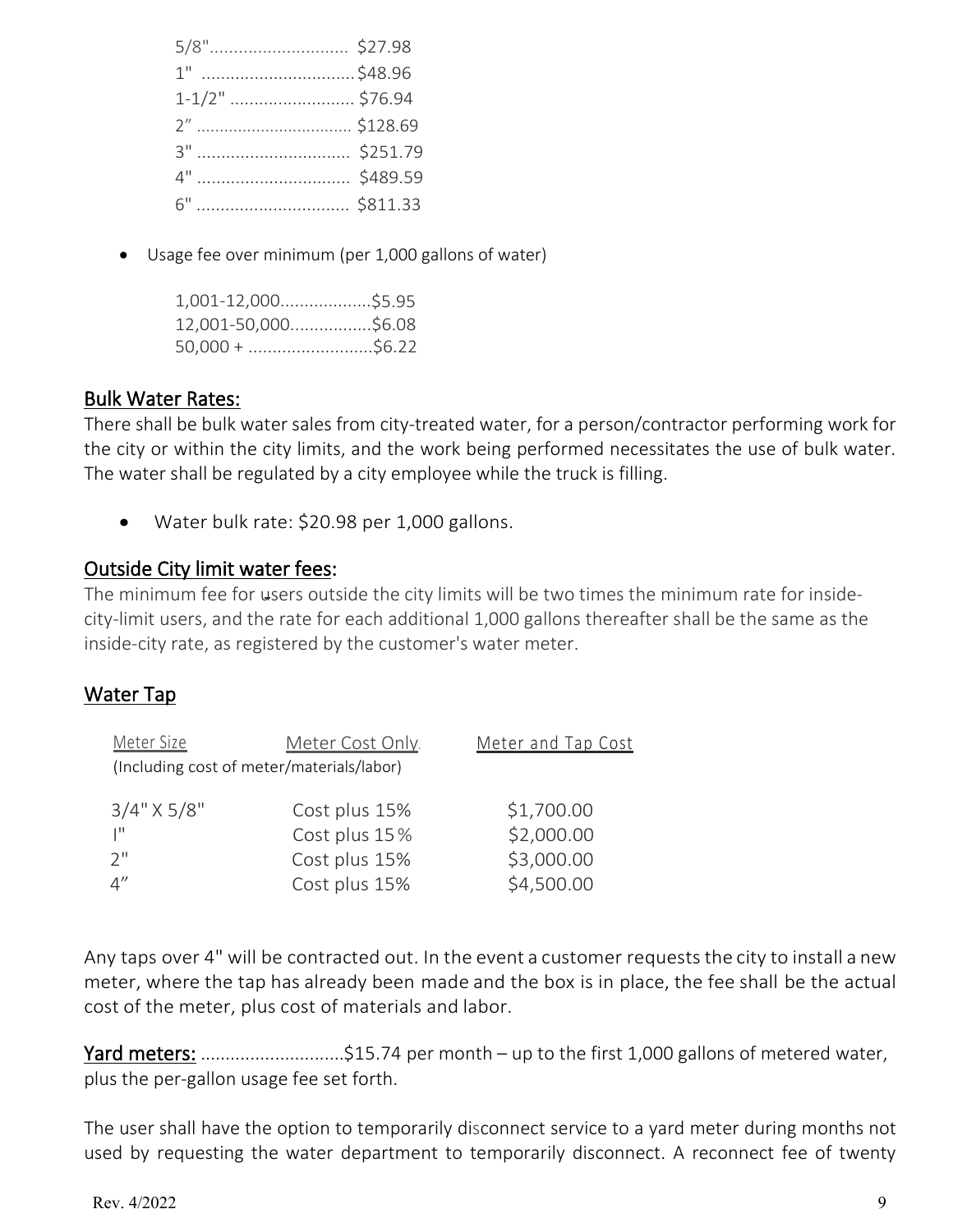5/8"............................ $27.98
1" ................................$48.96
1-1/2" .......................... $76.94
2" ................................. $128.69
3" ................................ $251.79
4" ................................ $489.59
6" ................................ $811.33

- Usage fee over minimum (per 1,000 gallons of water)

  1,001-12,000..................$5.95
  12,001-50,000................$6.08
  50,000 + ..........................$6.22

## Bulk Water Rates:

There shall be bulk water sales from city-treated water, for a person/contractor performing work for the city or within the city limits, and the work being performed necessitates the use of bulk water. The water shall be regulated by a city employee while the truck is filling.

- Water bulk rate: $20.98 per 1,000 gallons.

## Outside City limit water fees:

The minimum fee for users outside the city limits will be two times the minimum rate for inside-city-limit users, and the rate for each additional 1,000 gallons thereafter shall be the same as the inside-city rate, as registered by the customer's water meter.

## Water Tap

| Meter Size | Meter Cost Only (Including cost of meter/materials/labor) | Meter and Tap Cost |
|---|---|---|
| 3/4" X 5/8" | Cost plus 15% | $1,700.00 |
| 1" | Cost plus 15% | $2,000.00 |
| 2" | Cost plus 15% | $3,000.00 |
| 4" | Cost plus 15% | $4,500.00 |

Any taps over 4" will be contracted out. In the event a customer requests the city to install a new meter, where the tap has already been made and the box is in place, the fee shall be the actual cost of the meter, plus cost of materials and labor.

**Yard meters:** ............................$15.74 per month – up to the first 1,000 gallons of metered water, plus the per-gallon usage fee set forth.

The user shall have the option to temporarily disconnect service to a yard meter during months not used by requesting the water department to temporarily disconnect. A reconnect fee of twenty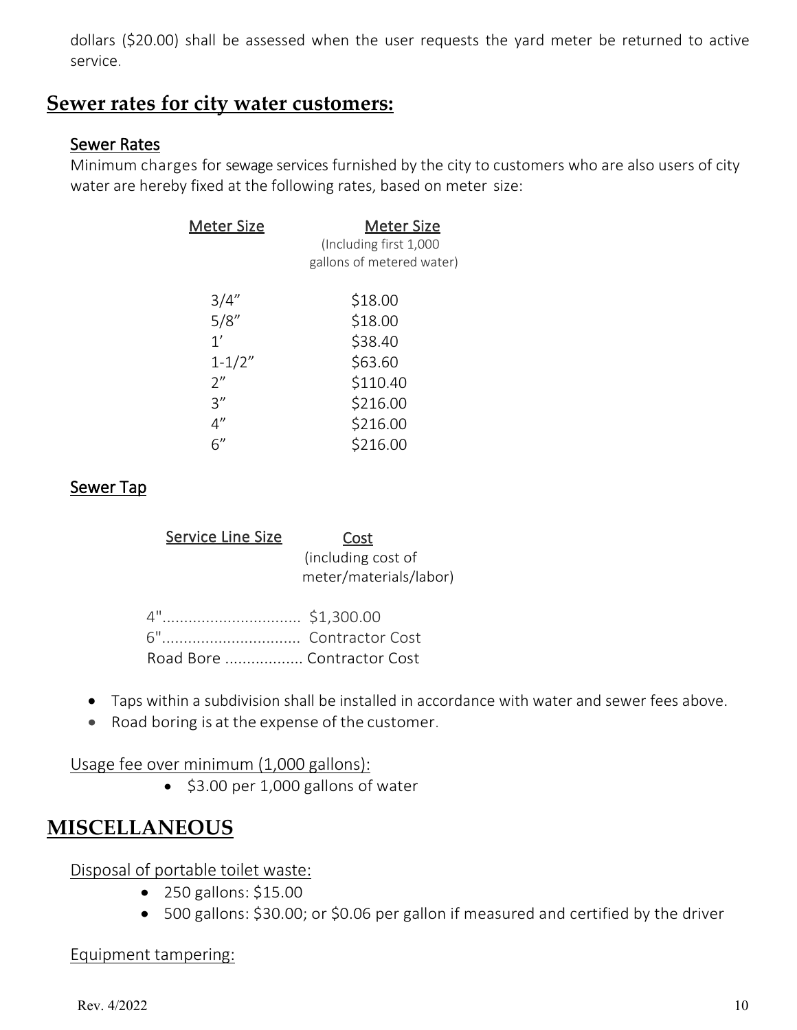dollars ($20.00) shall be assessed when the user requests the yard meter be returned to active service.

## Sewer rates for city water customers:

### Sewer Rates

Minimum charges for sewage services furnished by the city to customers who are also users of city water are hereby fixed at the following rates, based on meter size:

| Meter Size | Meter Size (Including first 1,000 gallons of metered water) |
|---|---|
| 3/4” | $18.00 |
| 5/8” | $18.00 |
| 1’ | $38.40 |
| 1-1/2” | $63.60 |
| 2” | $110.40 |
| 3” | $216.00 |
| 4” | $216.00 |
| 6” | $216.00 |

### Sewer Tap

| Service Line Size | Cost (including cost of meter/materials/labor) |
|---|---|
| 4" | $1,300.00 |
| 6" | Contractor Cost |
| Road Bore | Contractor Cost |

- Taps within a subdivision shall be installed in accordance with water and sewer fees above.
- Road boring is at the expense of the customer.

Usage fee over minimum (1,000 gallons):

- $3.00 per 1,000 gallons of water

## MISCELLANEOUS

Disposal of portable toilet waste:

- 250 gallons: $15.00
- 500 gallons: $30.00; or $0.06 per gallon if measured and certified by the driver

Equipment tampering: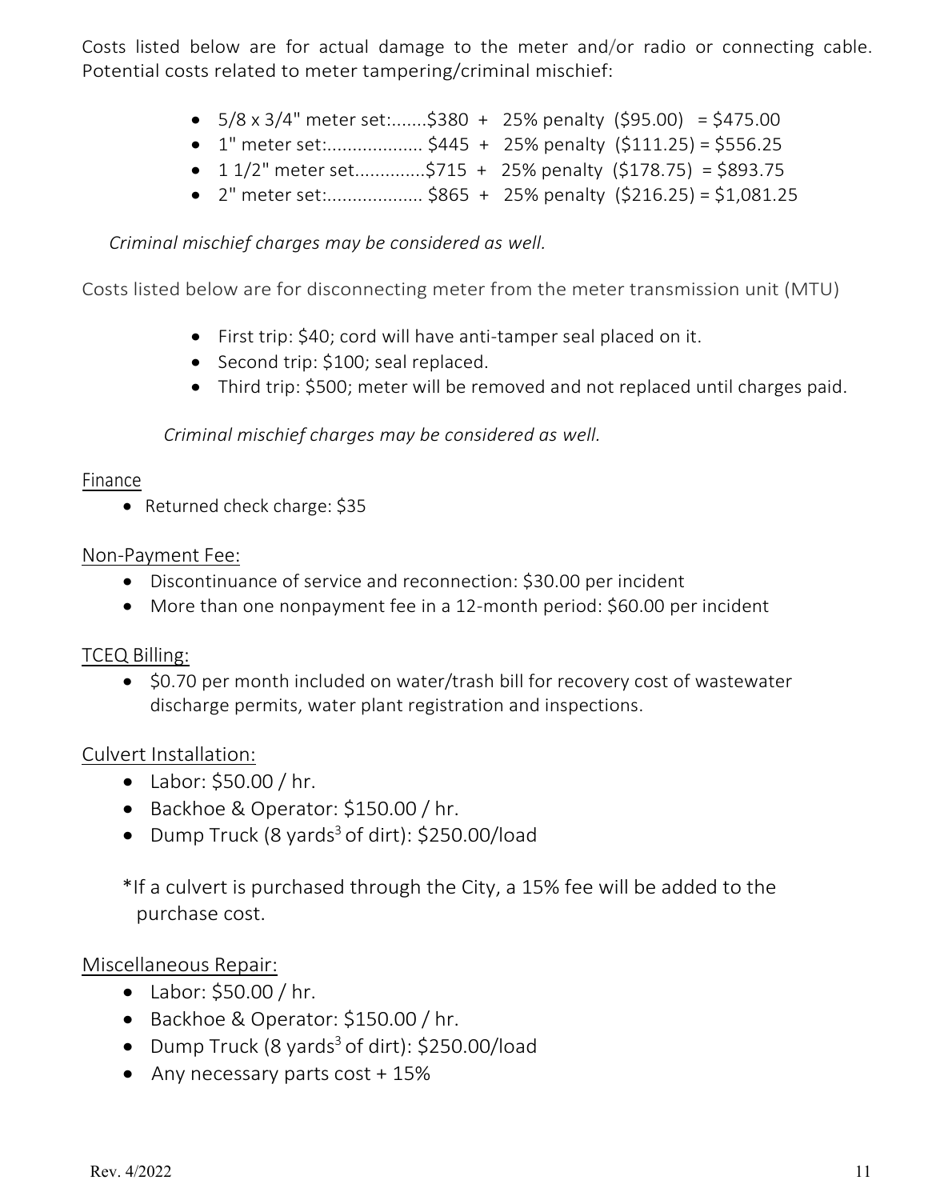Costs listed below are for actual damage to the meter and/or radio or connecting cable. Potential costs related to meter tampering/criminal mischief:

- 5/8 x 3/4" meter set:.......$380 + 25% penalty ($95.00) = $475.00
- 1" meter set:................... $445 + 25% penalty ($111.25) = $556.25
- 1 1/2" meter set.............$715 + 25% penalty ($178.75) = $893.75
- 2" meter set:................... $865 + 25% penalty ($216.25) = $1,081.25

*Criminal mischief charges may be considered as well.*

Costs listed below are for disconnecting meter from the meter transmission unit (MTU)

- First trip: $40; cord will have anti-tamper seal placed on it.
- Second trip: $100; seal replaced.
- Third trip: $500; meter will be removed and not replaced until charges paid.

*Criminal mischief charges may be considered as well.*

Finance

- Returned check charge: $35

Non-Payment Fee:

- Discontinuance of service and reconnection: $30.00 per incident
- More than one nonpayment fee in a 12-month period: $60.00 per incident

TCEQ Billing:

- $0.70 per month included on water/trash bill for recovery cost of wastewater discharge permits, water plant registration and inspections.

Culvert Installation:

- Labor: $50.00 / hr.
- Backhoe & Operator: $150.00 / hr.
- Dump Truck (8 $yards^3$ of dirt): $250.00/load

*If a culvert is purchased through the City, a 15% fee will be added to the purchase cost.

Miscellaneous Repair:

- Labor: $50.00 / hr.
- Backhoe & Operator: $150.00 / hr.
- Dump Truck (8 $yards^3$ of dirt): $250.00/load
- Any necessary parts cost + 15%

Rev. 4/2022